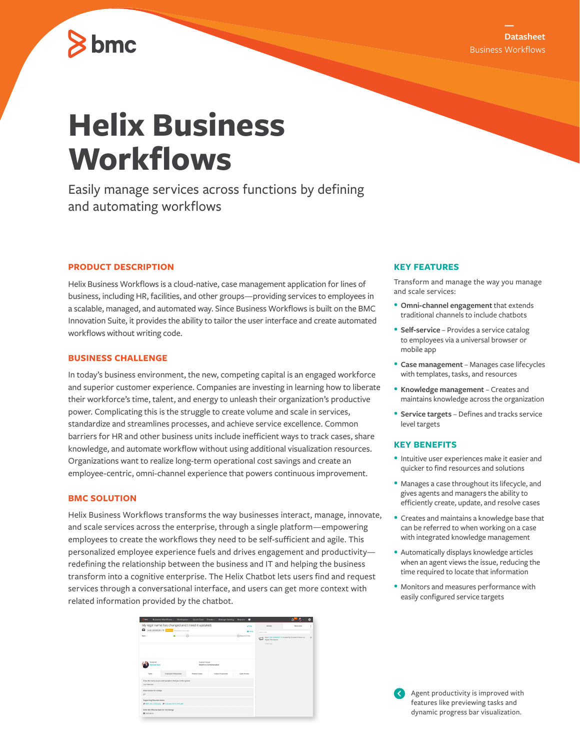Datasheet
Business Workflows

# Helix Business Workflows

Easily manage services across functions by defining and automating workflows

## PRODUCT DESCRIPTION

Helix Business Workflows is a cloud-native, case management application for lines of business, including HR, facilities, and other groups—providing services to employees in a scalable, managed, and automated way. Since Business Workflows is built on the BMC Innovation Suite, it provides the ability to tailor the user interface and create automated workflows without writing code.

## BUSINESS CHALLENGE

In today's business environment, the new, competing capital is an engaged workforce and superior customer experience. Companies are investing in learning how to liberate their workforce's time, talent, and energy to unleash their organization's productive power. Complicating this is the struggle to create volume and scale in services, standardize and streamline processes, and achieve service excellence. Common barriers for HR and other business units include inefficient ways to track cases, share knowledge, and automate workflow without using additional visualization resources. Organizations want to realize long-term operational cost savings and create an employee-centric, omni-channel experience that powers continuous improvement.

## BMC SOLUTION

Helix Business Workflows transforms the way businesses interact, manage, innovate, and scale services across the enterprise, through a single platform—empowering employees to create the workflows they need to be self-sufficient and agile. This personalized employee experience fuels and drives engagement and productivity—redefining the relationship between the business and IT and helping the business transform into a cognitive enterprise. The Helix Chatbot lets users find and request services through a conversational interface, and users can get more context with related information provided by the chatbot.

## KEY FEATURES

Transform and manage the way you manage and scale services:

- **Omni-channel engagement** that extends traditional channels to include chatbots
- **Self-service** – Provides a service catalog to employees via a universal browser or mobile app
- **Case management** – Manages case lifecycles with templates, tasks, and resources
- **Knowledge management** – Creates and maintains knowledge across the organization
- **Service targets** – Defines and tracks service level targets

## KEY BENEFITS

- Intuitive user experiences make it easier and quicker to find resources and solutions
- Manages a case throughout its lifecycle, and gives agents and managers the ability to efficiently create, update, and resolve cases
- Creates and maintains a knowledge base that can be referred to when working on a case with integrated knowledge management
- Automatically displays knowledge articles when an agent views the issue, reducing the time required to locate that information
- Monitors and measures performance with easily configured service targets

Agent productivity is improved with features like previewing tasks and dynamic progress bar visualization.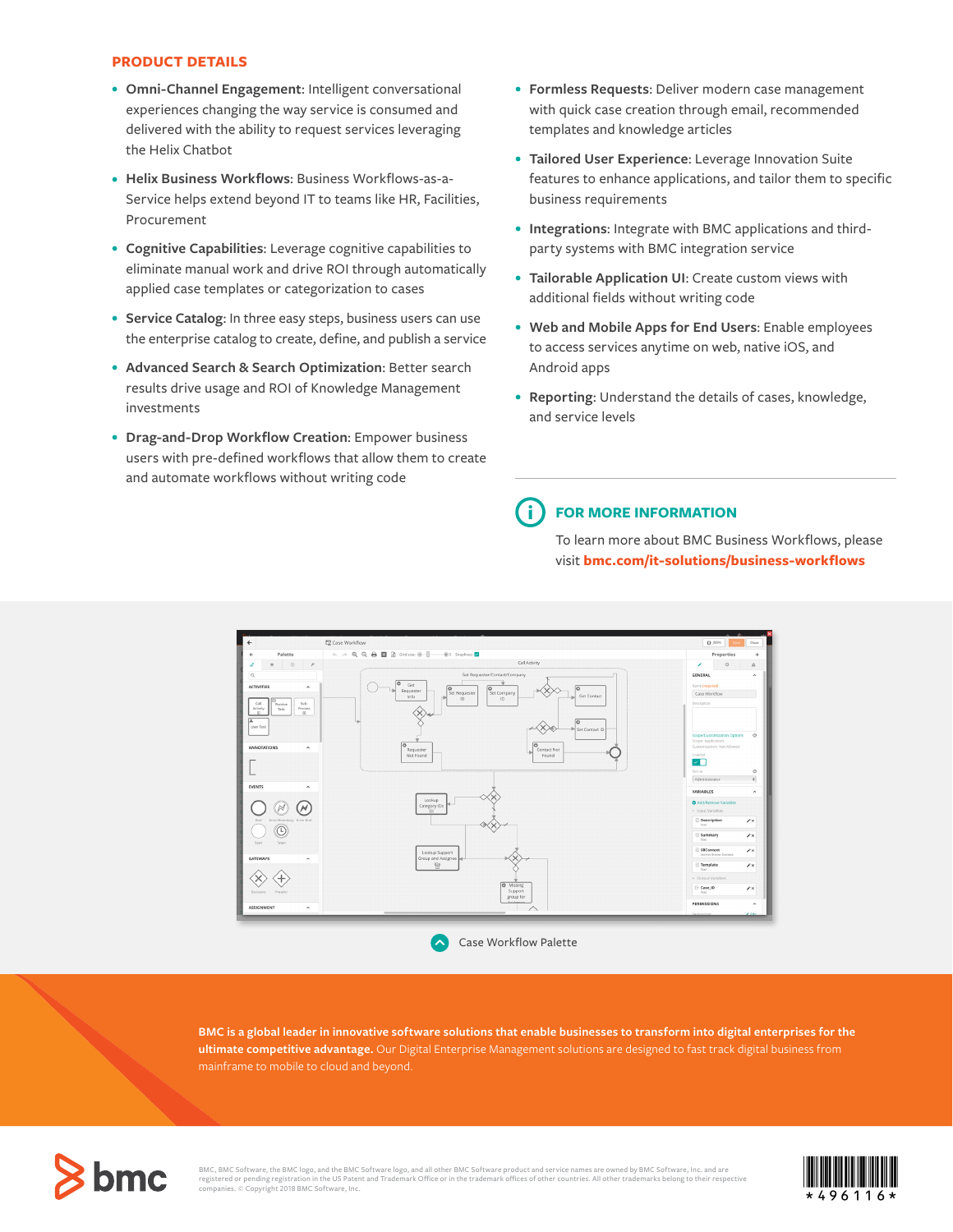## PRODUCT DETAILS

- **Omni-Channel Engagement**: Intelligent conversational experiences changing the way service is consumed and delivered with the ability to request services leveraging the Helix Chatbot
- **Helix Business Workflows**: Business Workflows-as-a-Service helps extend beyond IT to teams like HR, Facilities, Procurement
- **Cognitive Capabilities**: Leverage cognitive capabilities to eliminate manual work and drive ROI through automatically applied case templates or categorization to cases
- **Service Catalog**: In three easy steps, business users can use the enterprise catalog to create, define, and publish a service
- **Advanced Search & Search Optimization**: Better search results drive usage and ROI of Knowledge Management investments
- **Drag-and-Drop Workflow Creation**: Empower business users with pre-defined workflows that allow them to create and automate workflows without writing code
- **Formless Requests**: Deliver modern case management with quick case creation through email, recommended templates and knowledge articles
- **Tailored User Experience**: Leverage Innovation Suite features to enhance applications, and tailor them to specific business requirements
- **Integrations**: Integrate with BMC applications and third-party systems with BMC integration service
- **Tailorable Application UI**: Create custom views with additional fields without writing code
- **Web and Mobile Apps for End Users**: Enable employees to access services anytime on web, native iOS, and Android apps
- **Reporting**: Understand the details of cases, knowledge, and service levels

### FOR MORE INFORMATION

To learn more about BMC Business Workflows, please visit **bmc.com/it-solutions/business-workflows**

Case Workflow Palette

**BMC is a global leader in innovative software solutions that enable businesses to transform into digital enterprises for the ultimate competitive advantage.** Our Digital Enterprise Management solutions are designed to fast track digital business from mainframe to mobile to cloud and beyond.

BMC, BMC Software, the BMC logo, and the BMC Software logo, and all other BMC Software product and service names are owned by BMC Software, Inc. and are registered or pending registration in the US Patent and Trademark Office or in the trademark offices of other countries. All other trademarks belong to their respective companies. © Copyright 2018 BMC Software, Inc.

*496116*